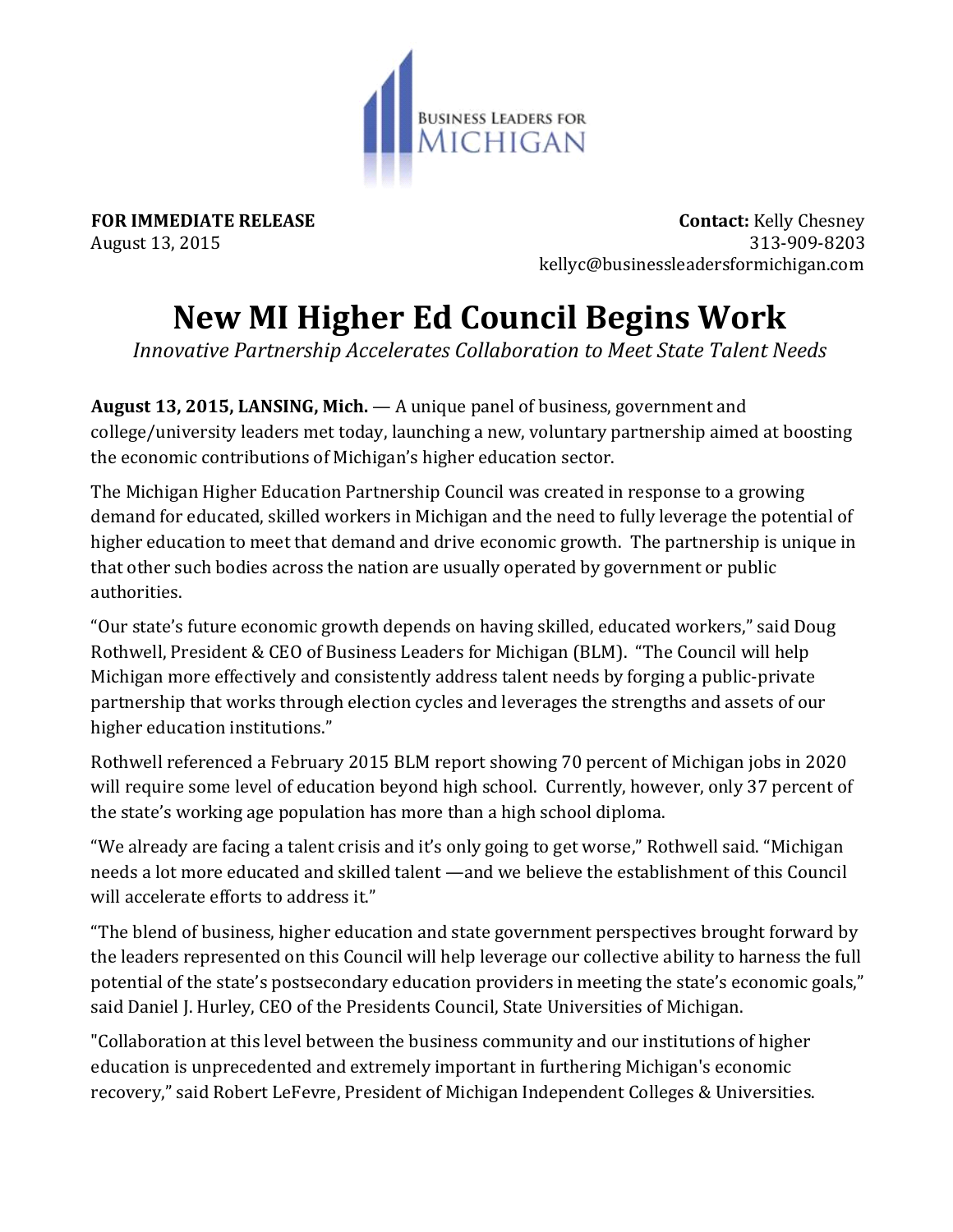BUSINESS LEADERS FOR MICHIGAN

**FOR IMMEDIATE RELEASE**
August 13, 2015

**Contact:** Kelly Chesney
313-909-8203
kellyc@businessleadersformichigan.com

# New MI Higher Ed Council Begins Work

*Innovative Partnership Accelerates Collaboration to Meet State Talent Needs*

**August 13, 2015, LANSING, Mich.** — A unique panel of business, government and college/university leaders met today, launching a new, voluntary partnership aimed at boosting the economic contributions of Michigan's higher education sector.

The Michigan Higher Education Partnership Council was created in response to a growing demand for educated, skilled workers in Michigan and the need to fully leverage the potential of higher education to meet that demand and drive economic growth. The partnership is unique in that other such bodies across the nation are usually operated by government or public authorities.

"Our state's future economic growth depends on having skilled, educated workers," said Doug Rothwell, President & CEO of Business Leaders for Michigan (BLM). "The Council will help Michigan more effectively and consistently address talent needs by forging a public-private partnership that works through election cycles and leverages the strengths and assets of our higher education institutions."

Rothwell referenced a February 2015 BLM report showing 70 percent of Michigan jobs in 2020 will require some level of education beyond high school. Currently, however, only 37 percent of the state's working age population has more than a high school diploma.

"We already are facing a talent crisis and it's only going to get worse," Rothwell said. "Michigan needs a lot more educated and skilled talent —and we believe the establishment of this Council will accelerate efforts to address it."

"The blend of business, higher education and state government perspectives brought forward by the leaders represented on this Council will help leverage our collective ability to harness the full potential of the state's postsecondary education providers in meeting the state's economic goals," said Daniel J. Hurley, CEO of the Presidents Council, State Universities of Michigan.

"Collaboration at this level between the business community and our institutions of higher education is unprecedented and extremely important in furthering Michigan's economic recovery," said Robert LeFevre, President of Michigan Independent Colleges & Universities.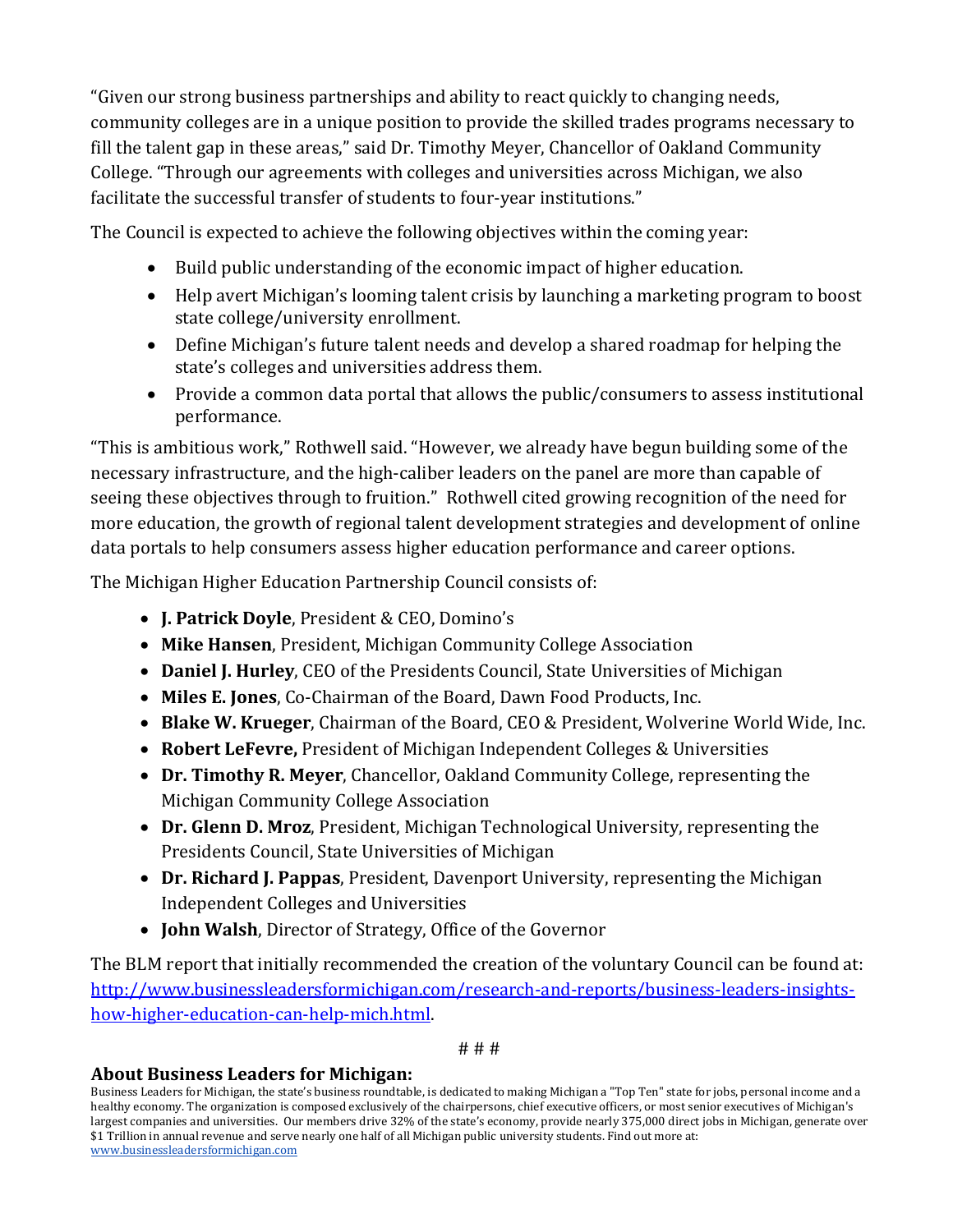"Given our strong business partnerships and ability to react quickly to changing needs, community colleges are in a unique position to provide the skilled trades programs necessary to fill the talent gap in these areas," said Dr. Timothy Meyer, Chancellor of Oakland Community College. "Through our agreements with colleges and universities across Michigan, we also facilitate the successful transfer of students to four-year institutions."

The Council is expected to achieve the following objectives within the coming year:

- Build public understanding of the economic impact of higher education.
- Help avert Michigan's looming talent crisis by launching a marketing program to boost state college/university enrollment.
- Define Michigan's future talent needs and develop a shared roadmap for helping the state's colleges and universities address them.
- Provide a common data portal that allows the public/consumers to assess institutional performance.

"This is ambitious work," Rothwell said. "However, we already have begun building some of the necessary infrastructure, and the high-caliber leaders on the panel are more than capable of seeing these objectives through to fruition." Rothwell cited growing recognition of the need for more education, the growth of regional talent development strategies and development of online data portals to help consumers assess higher education performance and career options.

The Michigan Higher Education Partnership Council consists of:

- **J. Patrick Doyle**, President & CEO, Domino's
- **Mike Hansen**, President, Michigan Community College Association
- **Daniel J. Hurley**, CEO of the Presidents Council, State Universities of Michigan
- **Miles E. Jones**, Co-Chairman of the Board, Dawn Food Products, Inc.
- **Blake W. Krueger**, Chairman of the Board, CEO & President, Wolverine World Wide, Inc.
- **Robert LeFevre,** President of Michigan Independent Colleges & Universities
- **Dr. Timothy R. Meyer**, Chancellor, Oakland Community College, representing the Michigan Community College Association
- **Dr. Glenn D. Mroz**, President, Michigan Technological University, representing the Presidents Council, State Universities of Michigan
- **Dr. Richard J. Pappas**, President, Davenport University, representing the Michigan Independent Colleges and Universities
- **John Walsh**, Director of Strategy, Office of the Governor

The BLM report that initially recommended the creation of the voluntary Council can be found at: http://www.businessleadersformichigan.com/research-and-reports/business-leaders-insights-how-higher-education-can-help-mich.html.

# # #

### About Business Leaders for Michigan:

Business Leaders for Michigan, the state's business roundtable, is dedicated to making Michigan a "Top Ten" state for jobs, personal income and a healthy economy. The organization is composed exclusively of the chairpersons, chief executive officers, or most senior executives of Michigan's largest companies and universities. Our members drive 32% of the state's economy, provide nearly 375,000 direct jobs in Michigan, generate over $1 Trillion in annual revenue and serve nearly one half of all Michigan public university students. Find out more at: www.businessleadersformichigan.com